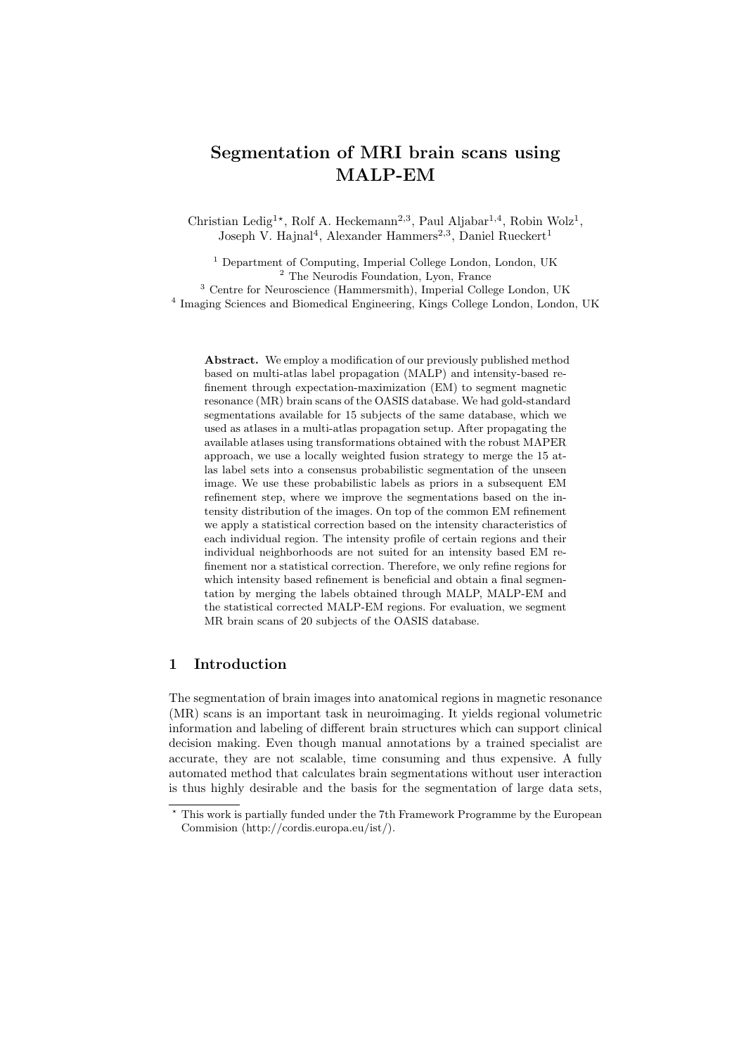# Segmentation of MRI brain scans using MALP-EM

Christian Ledig[1,⋆], Rolf A. Heckemann[2,3], Paul Aljabar[1,4], Robin Wolz[1], Joseph V. Hajnal[4], Alexander Hammers[2,3], Daniel Rueckert[1]

[1] Department of Computing, Imperial College London, London, UK
[2] The Neurodis Foundation, Lyon, France
[3] Centre for Neuroscience (Hammersmith), Imperial College London, UK
[4] Imaging Sciences and Biomedical Engineering, Kings College London, London, UK

**Abstract.** We employ a modification of our previously published method based on multi-atlas label propagation (MALP) and intensity-based refinement through expectation-maximization (EM) to segment magnetic resonance (MR) brain scans of the OASIS database. We had gold-standard segmentations available for 15 subjects of the same database, which we used as atlases in a multi-atlas propagation setup. After propagating the available atlases using transformations obtained with the robust MAPER approach, we use a locally weighted fusion strategy to merge the 15 atlas label sets into a consensus probabilistic segmentation of the unseen image. We use these probabilistic labels as priors in a subsequent EM refinement step, where we improve the segmentations based on the intensity distribution of the images. On top of the common EM refinement we apply a statistical correction based on the intensity characteristics of each individual region. The intensity profile of certain regions and their individual neighborhoods are not suited for an intensity based EM refinement nor a statistical correction. Therefore, we only refine regions for which intensity based refinement is beneficial and obtain a final segmentation by merging the labels obtained through MALP, MALP-EM and the statistical corrected MALP-EM regions. For evaluation, we segment MR brain scans of 20 subjects of the OASIS database.

## 1 Introduction

The segmentation of brain images into anatomical regions in magnetic resonance (MR) scans is an important task in neuroimaging. It yields regional volumetric information and labeling of different brain structures which can support clinical decision making. Even though manual annotations by a trained specialist are accurate, they are not scalable, time consuming and thus expensive. A fully automated method that calculates brain segmentations without user interaction is thus highly desirable and the basis for the segmentation of large data sets,

⋆ This work is partially funded under the 7th Framework Programme by the European Commision (http://cordis.europa.eu/ist/).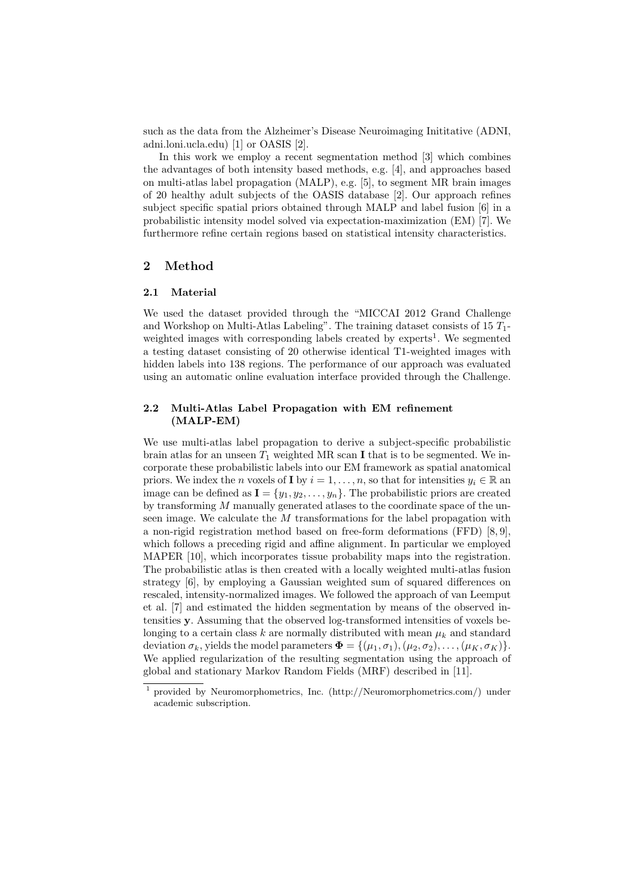such as the data from the Alzheimer's Disease Neuroimaging Inititative (ADNI, adni.loni.ucla.edu) [1] or OASIS [2].

In this work we employ a recent segmentation method [3] which combines the advantages of both intensity based methods, e.g. [4], and approaches based on multi-atlas label propagation (MALP), e.g. [5], to segment MR brain images of 20 healthy adult subjects of the OASIS database [2]. Our approach refines subject specific spatial priors obtained through MALP and label fusion [6] in a probabilistic intensity model solved via expectation-maximization (EM) [7]. We furthermore refine certain regions based on statistical intensity characteristics.

## 2 Method

### 2.1 Material

We used the dataset provided through the "MICCAI 2012 Grand Challenge and Workshop on Multi-Atlas Labeling". The training dataset consists of 15 $T_1$-weighted images with corresponding labels created by experts[1]. We segmented a testing dataset consisting of 20 otherwise identical T1-weighted images with hidden labels into 138 regions. The performance of our approach was evaluated using an automatic online evaluation interface provided through the Challenge.

### 2.2 Multi-Atlas Label Propagation with EM refinement (MALP-EM)

We use multi-atlas label propagation to derive a subject-specific probabilistic brain atlas for an unseen $T_1$ weighted MR scan $\mathbf{I}$ that is to be segmented. We incorporate these probabilistic labels into our EM framework as spatial anatomical priors. We index the $n$ voxels of $\mathbf{I}$ by $i = 1, \ldots, n$, so that for intensities $y_i \in \mathbb{R}$ an image can be defined as $\mathbf{I} = \{y_1, y_2, \ldots, y_n\}$. The probabilistic priors are created by transforming $M$ manually generated atlases to the coordinate space of the unseen image. We calculate the $M$ transformations for the label propagation with a non-rigid registration method based on free-form deformations (FFD) [8, 9], which follows a preceding rigid and affine alignment. In particular we employed MAPER [10], which incorporates tissue probability maps into the registration. The probabilistic atlas is then created with a locally weighted multi-atlas fusion strategy [6], by employing a Gaussian weighted sum of squared differences on rescaled, intensity-normalized images. We followed the approach of van Leemput et al. [7] and estimated the hidden segmentation by means of the observed intensities $\mathbf{y}$. Assuming that the observed log-transformed intensities of voxels belonging to a certain class $k$ are normally distributed with mean $\mu_k$ and standard deviation $\sigma_k$, yields the model parameters $\mathbf{\Phi} = \{(\mu_1, \sigma_1), (\mu_2, \sigma_2), \ldots, (\mu_K, \sigma_K)\}$. We applied regularization of the resulting segmentation using the approach of global and stationary Markov Random Fields (MRF) described in [11].

[1] provided by Neuromorphometrics, Inc. (http://Neuromorphometrics.com/) under academic subscription.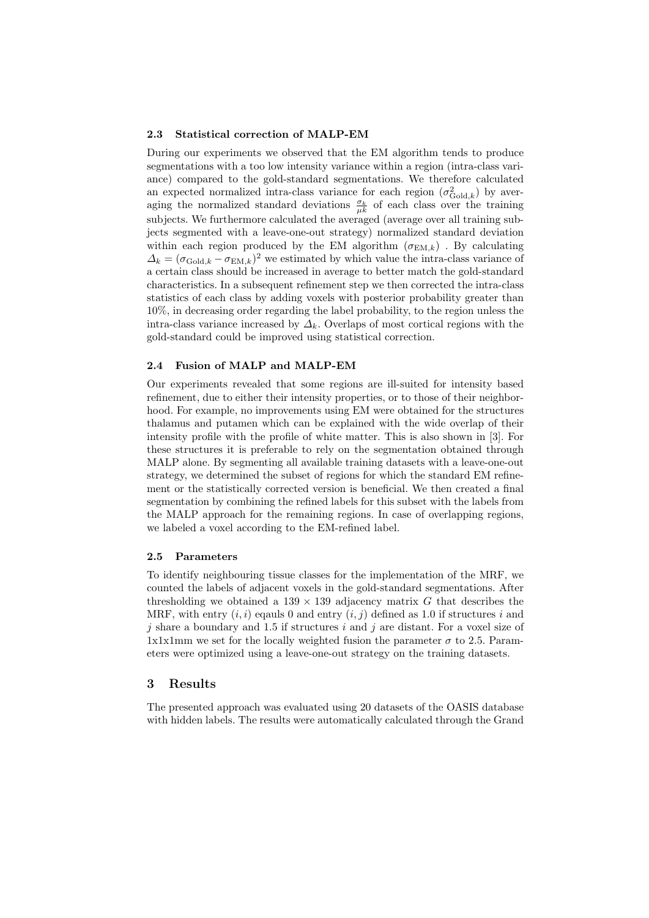### 2.3 Statistical correction of MALP-EM

During our experiments we observed that the EM algorithm tends to produce segmentations with a too low intensity variance within a region (intra-class variance) compared to the gold-standard segmentations. We therefore calculated an expected normalized intra-class variance for each region ($\sigma^2_{\mathrm{Gold},k}$) by averaging the normalized standard deviations $\frac{\sigma_k}{\mu k}$ of each class over the training subjects. We furthermore calculated the averaged (average over all training subjects segmented with a leave-one-out strategy) normalized standard deviation within each region produced by the EM algorithm ($\sigma_{\mathrm{EM},k}$) . By calculating $\Delta_k = (\sigma_{\mathrm{Gold},k} - \sigma_{\mathrm{EM},k})^2$ we estimated by which value the intra-class variance of a certain class should be increased in average to better match the gold-standard characteristics. In a subsequent refinement step we then corrected the intra-class statistics of each class by adding voxels with posterior probability greater than 10%, in decreasing order regarding the label probability, to the region unless the intra-class variance increased by $\Delta_k$. Overlaps of most cortical regions with the gold-standard could be improved using statistical correction.

### 2.4 Fusion of MALP and MALP-EM

Our experiments revealed that some regions are ill-suited for intensity based refinement, due to either their intensity properties, or to those of their neighborhood. For example, no improvements using EM were obtained for the structures thalamus and putamen which can be explained with the wide overlap of their intensity profile with the profile of white matter. This is also shown in [3]. For these structures it is preferable to rely on the segmentation obtained through MALP alone. By segmenting all available training datasets with a leave-one-out strategy, we determined the subset of regions for which the standard EM refinement or the statistically corrected version is beneficial. We then created a final segmentation by combining the refined labels for this subset with the labels from the MALP approach for the remaining regions. In case of overlapping regions, we labeled a voxel according to the EM-refined label.

### 2.5 Parameters

To identify neighbouring tissue classes for the implementation of the MRF, we counted the labels of adjacent voxels in the gold-standard segmentations. After thresholding we obtained a $139 \times 139$ adjacency matrix $G$ that describes the MRF, with entry $(i, i)$ eqauls 0 and entry $(i, j)$ defined as 1.0 if structures $i$ and $j$ share a boundary and 1.5 if structures $i$ and $j$ are distant. For a voxel size of 1x1x1mm we set for the locally weighted fusion the parameter $\sigma$ to 2.5. Parameters were optimized using a leave-one-out strategy on the training datasets.

## 3 Results

The presented approach was evaluated using 20 datasets of the OASIS database with hidden labels. The results were automatically calculated through the Grand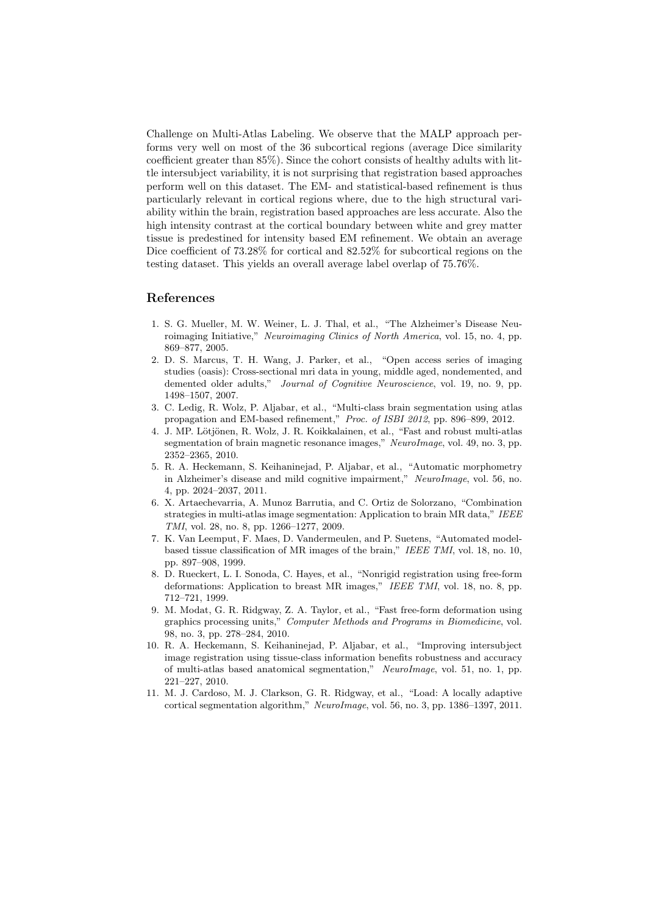Challenge on Multi-Atlas Labeling. We observe that the MALP approach performs very well on most of the 36 subcortical regions (average Dice similarity coefficient greater than 85%). Since the cohort consists of healthy adults with little intersubject variability, it is not surprising that registration based approaches perform well on this dataset. The EM- and statistical-based refinement is thus particularly relevant in cortical regions where, due to the high structural variability within the brain, registration based approaches are less accurate. Also the high intensity contrast at the cortical boundary between white and grey matter tissue is predestined for intensity based EM refinement. We obtain an average Dice coefficient of 73.28% for cortical and 82.52% for subcortical regions on the testing dataset. This yields an overall average label overlap of 75.76%.

## References

1. S. G. Mueller, M. W. Weiner, L. J. Thal, et al., "The Alzheimer's Disease Neuroimaging Initiative," *Neuroimaging Clinics of North America*, vol. 15, no. 4, pp. 869–877, 2005.
2. D. S. Marcus, T. H. Wang, J. Parker, et al., "Open access series of imaging studies (oasis): Cross-sectional mri data in young, middle aged, nondemented, and demented older adults," *Journal of Cognitive Neuroscience*, vol. 19, no. 9, pp. 1498–1507, 2007.
3. C. Ledig, R. Wolz, P. Aljabar, et al., "Multi-class brain segmentation using atlas propagation and EM-based refinement," *Proc. of ISBI 2012*, pp. 896–899, 2012.
4. J. MP. Lötjönen, R. Wolz, J. R. Koikkalainen, et al., "Fast and robust multi-atlas segmentation of brain magnetic resonance images," *NeuroImage*, vol. 49, no. 3, pp. 2352–2365, 2010.
5. R. A. Heckemann, S. Keihaninejad, P. Aljabar, et al., "Automatic morphometry in Alzheimer's disease and mild cognitive impairment," *NeuroImage*, vol. 56, no. 4, pp. 2024–2037, 2011.
6. X. Artaechevarria, A. Munoz Barrutia, and C. Ortiz de Solorzano, "Combination strategies in multi-atlas image segmentation: Application to brain MR data," *IEEE TMI*, vol. 28, no. 8, pp. 1266–1277, 2009.
7. K. Van Leemput, F. Maes, D. Vandermeulen, and P. Suetens, "Automated model-based tissue classification of MR images of the brain," *IEEE TMI*, vol. 18, no. 10, pp. 897–908, 1999.
8. D. Rueckert, L. I. Sonoda, C. Hayes, et al., "Nonrigid registration using free-form deformations: Application to breast MR images," *IEEE TMI*, vol. 18, no. 8, pp. 712–721, 1999.
9. M. Modat, G. R. Ridgway, Z. A. Taylor, et al., "Fast free-form deformation using graphics processing units," *Computer Methods and Programs in Biomedicine*, vol. 98, no. 3, pp. 278–284, 2010.
10. R. A. Heckemann, S. Keihaninejad, P. Aljabar, et al., "Improving intersubject image registration using tissue-class information benefits robustness and accuracy of multi-atlas based anatomical segmentation," *NeuroImage*, vol. 51, no. 1, pp. 221–227, 2010.
11. M. J. Cardoso, M. J. Clarkson, G. R. Ridgway, et al., "Load: A locally adaptive cortical segmentation algorithm," *NeuroImage*, vol. 56, no. 3, pp. 1386–1397, 2011.